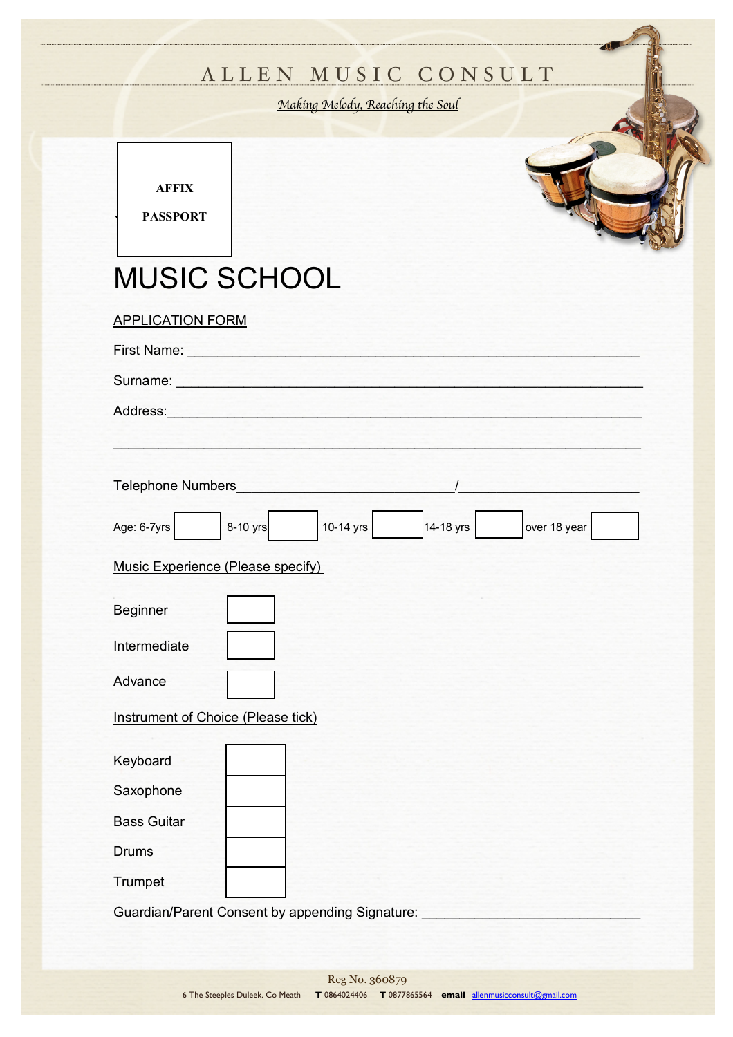# ALLEN MUSIC CONSULT

*Making Melody, Reaching the Soul*

AFFIX

PASSPORT

# MUSIC SCHOOL

APPLICATION FORM

First Name: ____________________________________________________________

Surname: ______________________________________________________________

Address: _______________________________________________________________

_______________________________________________________________________

Telephone Numbers_____________________________/______________________

Age: 6-7yrs ☐ 8-10 yrs ☐ 10-14 yrs ☐ 14-18 yrs ☐ over 18 year ☐

Music Experience (Please specify)

Beginner ☐

Intermediate ☐

Advance ☐

Instrument of Choice (Please tick)

Keyboard ☐

Saxophone ☐

Bass Guitar ☐

Drums ☐

Trumpet ☐

Guardian/Parent Consent by appending Signature: ___________________________

Reg No. 360879

6 The Steeples Duleek. Co Meath **T** 0864024406 **T** 0877865564 **email** allenmusicconsult@gmail.com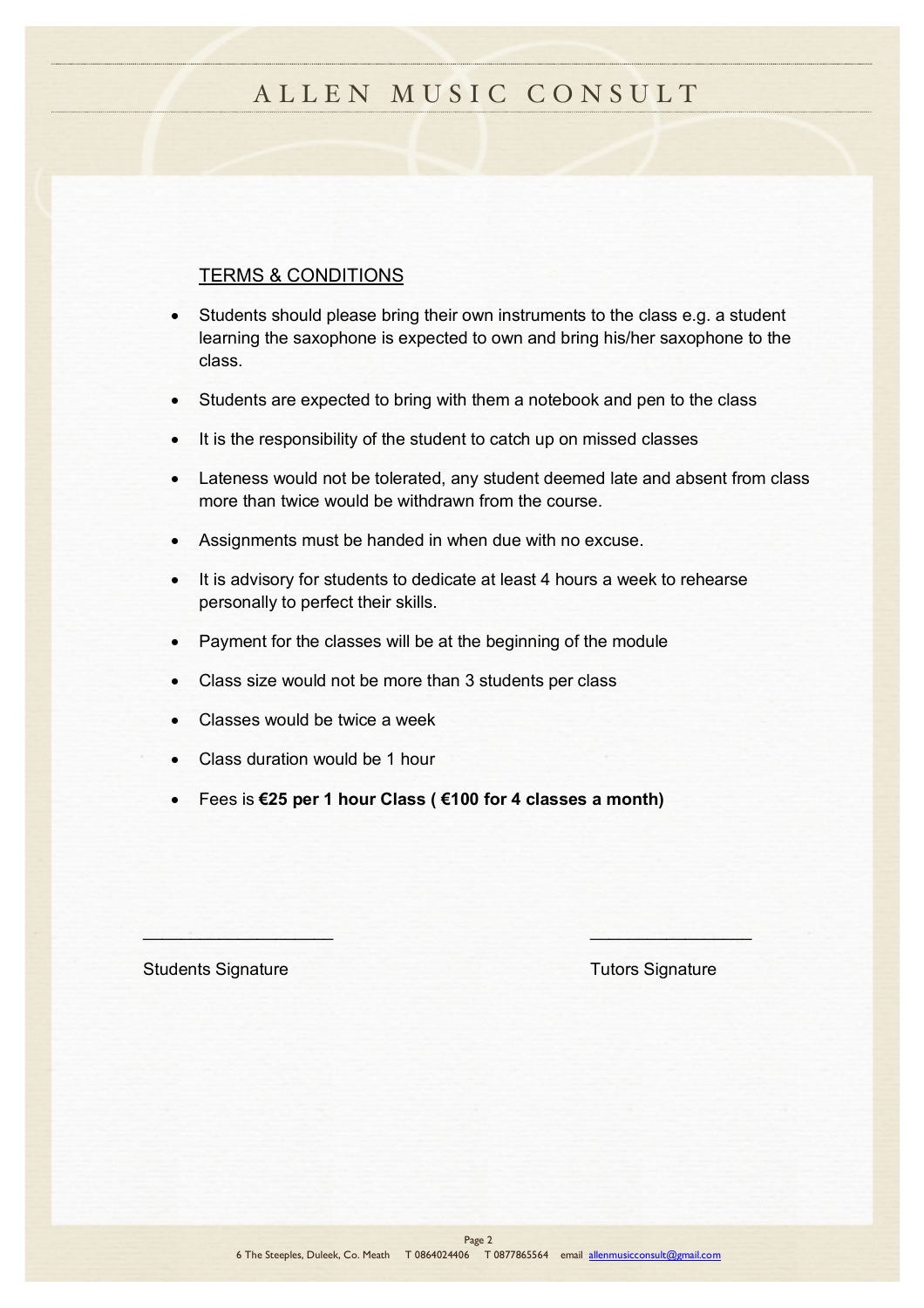TERMS & CONDITIONS

- Students should please bring their own instruments to the class e.g. a student learning the saxophone is expected to own and bring his/her saxophone to the class.
- Students are expected to bring with them a notebook and pen to the class
- It is the responsibility of the student to catch up on missed classes
- Lateness would not be tolerated, any student deemed late and absent from class more than twice would be withdrawn from the course.
- Assignments must be handed in when due with no excuse.
- It is advisory for students to dedicate at least 4 hours a week to rehearse personally to perfect their skills.
- Payment for the classes will be at the beginning of the module
- Class size would not be more than 3 students per class
- Classes would be twice a week
- Class duration would be 1 hour
- Fees is **€25 per 1 hour Class ( €100 for 4 classes a month)**

____________________ Students Signature

_________________ Tutors Signature